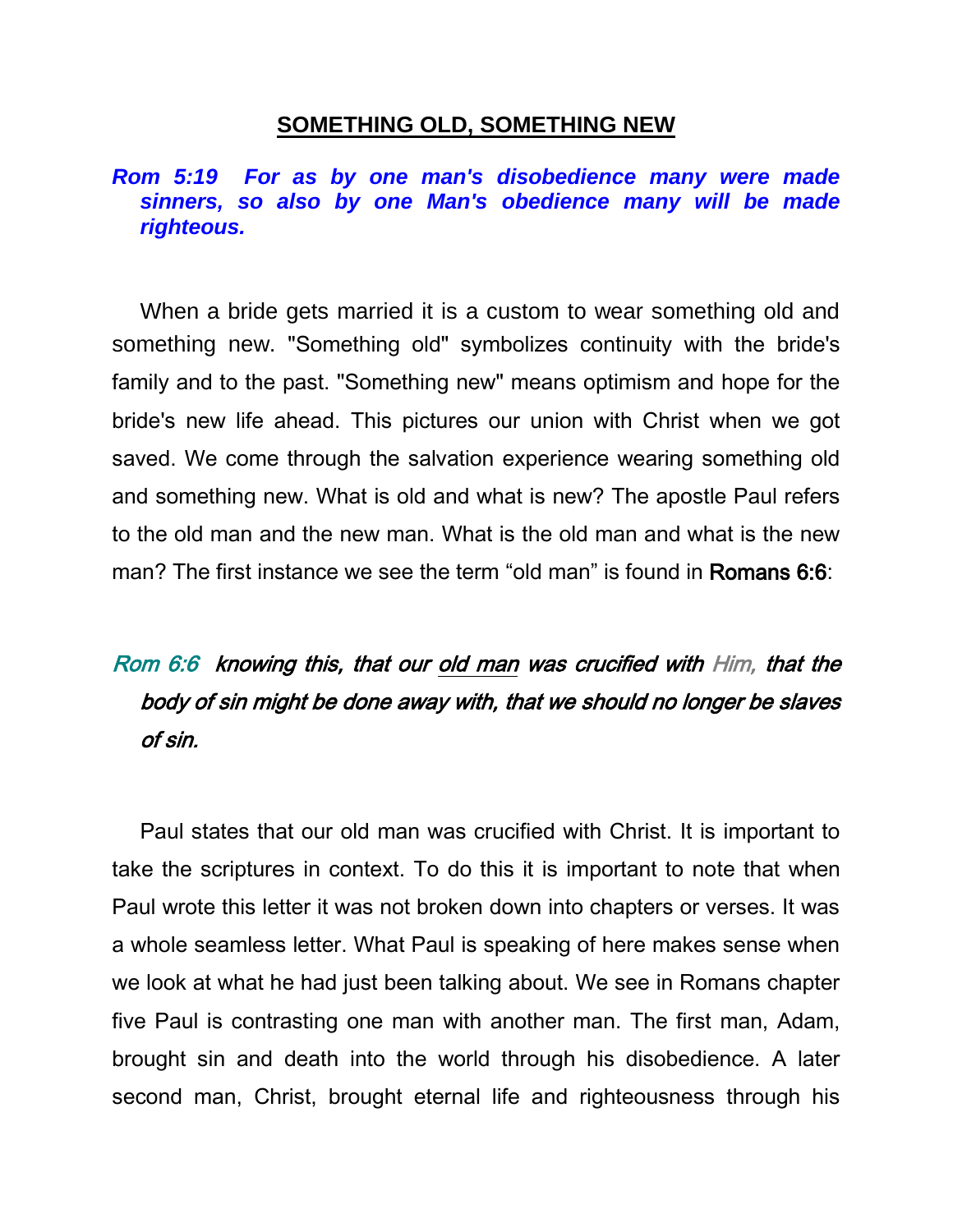# SOMETHING OLD, SOMETHING NEW

***Rom 5:19  For as by one man's disobedience many were made sinners, so also by one Man's obedience many will be made righteous.***

When a bride gets married it is a custom to wear something old and something new. "Something old" symbolizes continuity with the bride's family and to the past. "Something new" means optimism and hope for the bride's new life ahead. This pictures our union with Christ when we got saved. We come through the salvation experience wearing something old and something new. What is old and what is new? The apostle Paul refers to the old man and the new man. What is the old man and what is the new man? The first instance we see the term “old man” is found in **Romans 6:6**:

*Rom 6:6  **knowing this, that our old man was crucified with** Him, **that the body of sin might be done away with, that we should no longer be slaves of sin.***

Paul states that our old man was crucified with Christ. It is important to take the scriptures in context. To do this it is important to note that when Paul wrote this letter it was not broken down into chapters or verses. It was a whole seamless letter. What Paul is speaking of here makes sense when we look at what he had just been talking about. We see in Romans chapter five Paul is contrasting one man with another man. The first man, Adam, brought sin and death into the world through his disobedience. A later second man, Christ, brought eternal life and righteousness through his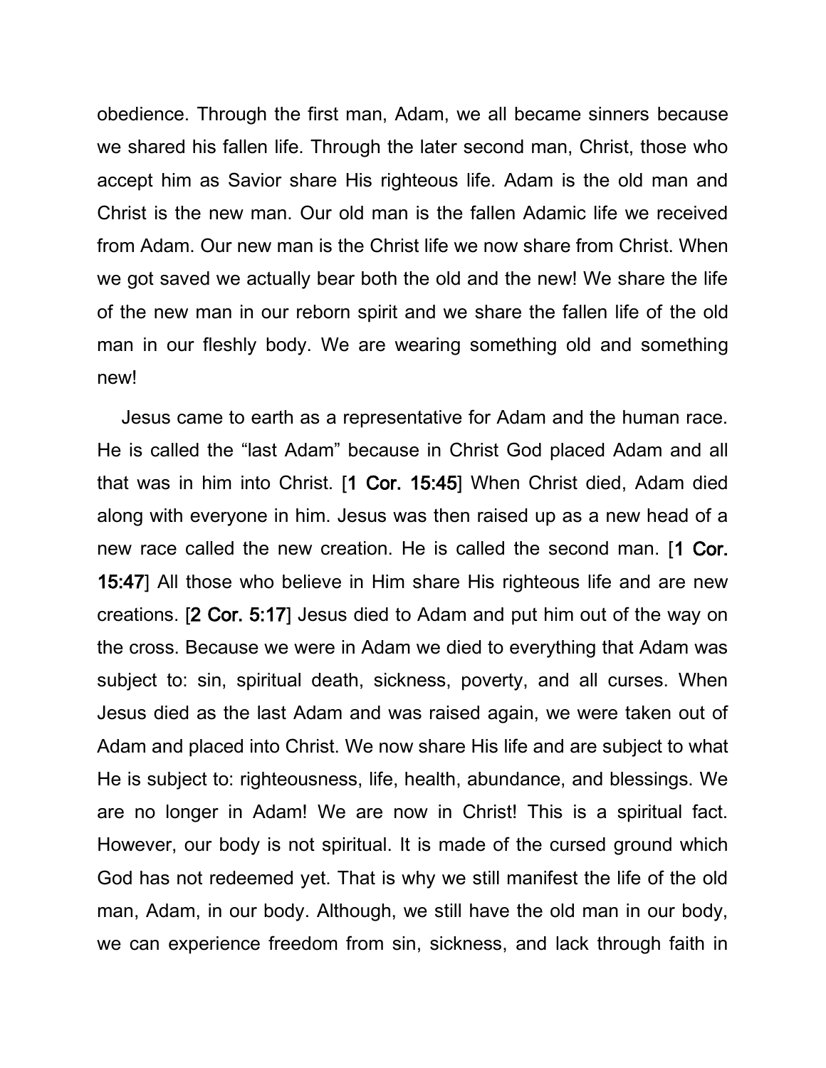obedience. Through the first man, Adam, we all became sinners because we shared his fallen life. Through the later second man, Christ, those who accept him as Savior share His righteous life. Adam is the old man and Christ is the new man. Our old man is the fallen Adamic life we received from Adam. Our new man is the Christ life we now share from Christ. When we got saved we actually bear both the old and the new! We share the life of the new man in our reborn spirit and we share the fallen life of the old man in our fleshly body. We are wearing something old and something new!

Jesus came to earth as a representative for Adam and the human race. He is called the "last Adam" because in Christ God placed Adam and all that was in him into Christ. [1 Cor. 15:45] When Christ died, Adam died along with everyone in him. Jesus was then raised up as a new head of a new race called the new creation. He is called the second man. [1 Cor. 15:47] All those who believe in Him share His righteous life and are new creations. [2 Cor. 5:17] Jesus died to Adam and put him out of the way on the cross. Because we were in Adam we died to everything that Adam was subject to: sin, spiritual death, sickness, poverty, and all curses. When Jesus died as the last Adam and was raised again, we were taken out of Adam and placed into Christ. We now share His life and are subject to what He is subject to: righteousness, life, health, abundance, and blessings. We are no longer in Adam! We are now in Christ! This is a spiritual fact. However, our body is not spiritual. It is made of the cursed ground which God has not redeemed yet. That is why we still manifest the life of the old man, Adam, in our body. Although, we still have the old man in our body, we can experience freedom from sin, sickness, and lack through faith in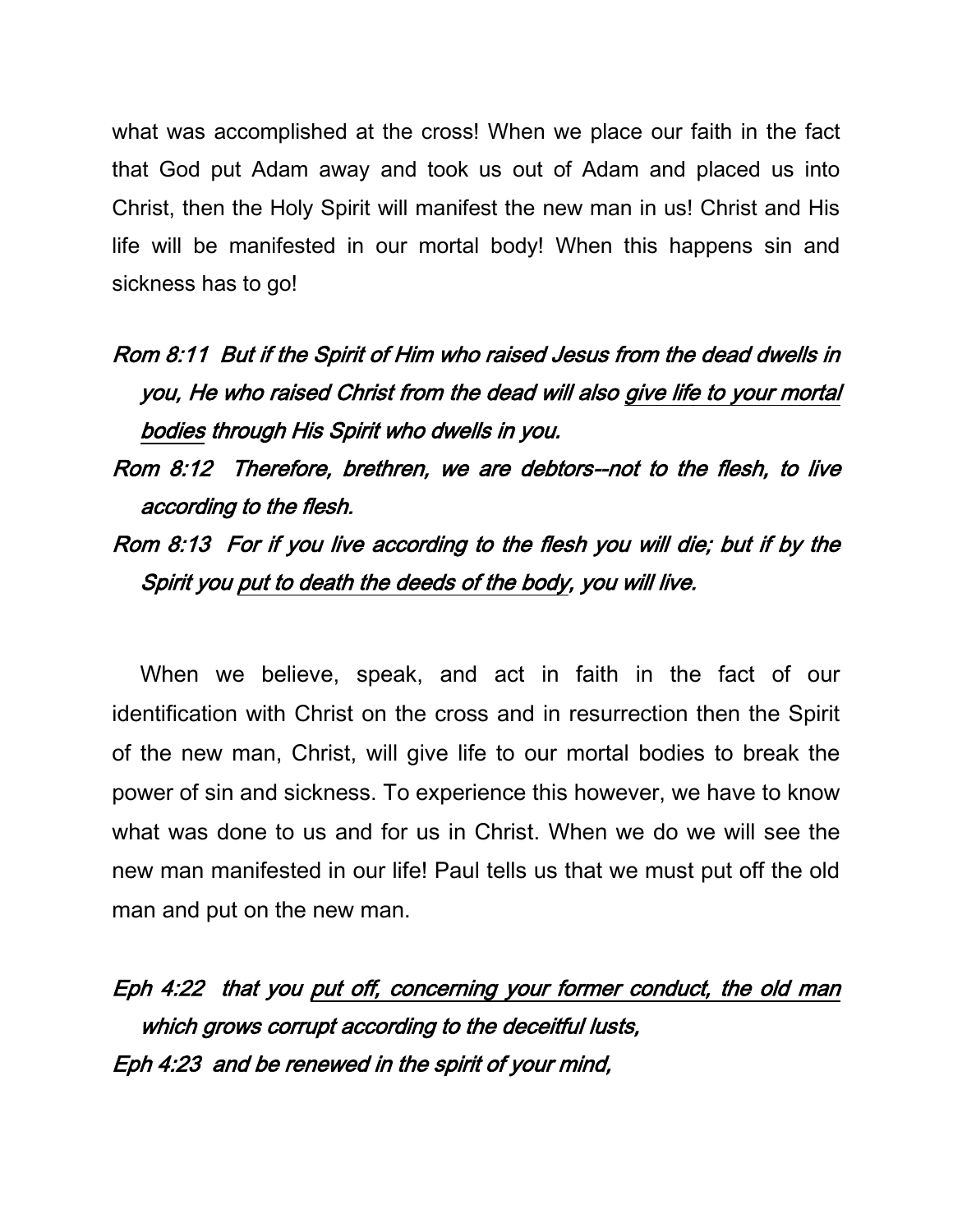what was accomplished at the cross! When we place our faith in the fact that God put Adam away and took us out of Adam and placed us into Christ, then the Holy Spirit will manifest the new man in us! Christ and His life will be manifested in our mortal body! When this happens sin and sickness has to go!

*Rom 8:11 But if the Spirit of Him who raised Jesus from the dead dwells in you, He who raised Christ from the dead will also <u>give life to your mortal bodies</u> through His Spirit who dwells in you.*

*Rom 8:12 Therefore, brethren, we are debtors--not to the flesh, to live according to the flesh.*

*Rom 8:13 For if you live according to the flesh you will die; but if by the Spirit you <u>put to death the deeds of the body</u>, you will live.*

When we believe, speak, and act in faith in the fact of our identification with Christ on the cross and in resurrection then the Spirit of the new man, Christ, will give life to our mortal bodies to break the power of sin and sickness. To experience this however, we have to know what was done to us and for us in Christ. When we do we will see the new man manifested in our life! Paul tells us that we must put off the old man and put on the new man.

*Eph 4:22 that you <u>put off, concerning your former conduct, the old man</u> which grows corrupt according to the deceitful lusts,*

*Eph 4:23 and be renewed in the spirit of your mind,*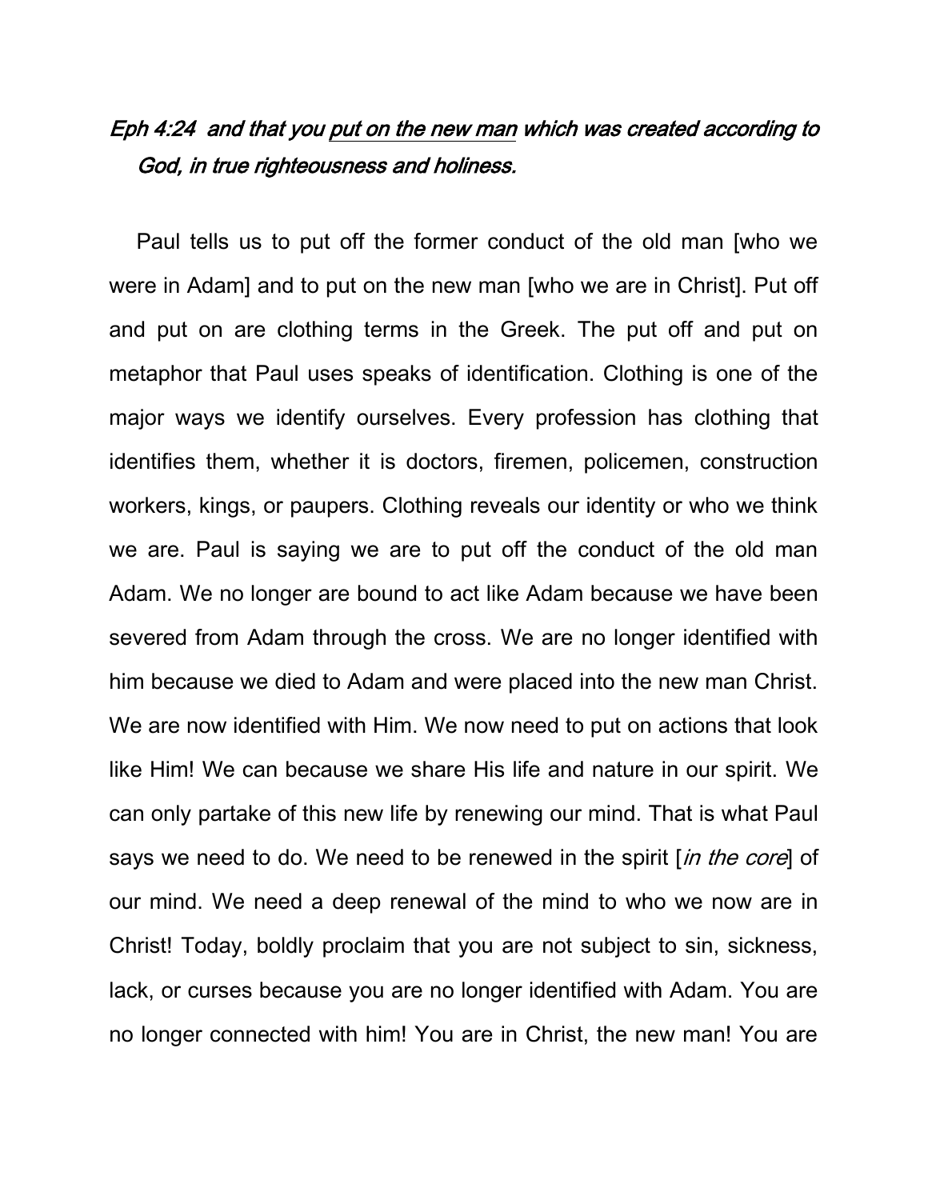*Eph 4:24 and that you <u>put on the new man</u> which was created according to God, in true righteousness and holiness.*

Paul tells us to put off the former conduct of the old man [who we were in Adam] and to put on the new man [who we are in Christ]. Put off and put on are clothing terms in the Greek. The put off and put on metaphor that Paul uses speaks of identification. Clothing is one of the major ways we identify ourselves. Every profession has clothing that identifies them, whether it is doctors, firemen, policemen, construction workers, kings, or paupers. Clothing reveals our identity or who we think we are. Paul is saying we are to put off the conduct of the old man Adam. We no longer are bound to act like Adam because we have been severed from Adam through the cross. We are no longer identified with him because we died to Adam and were placed into the new man Christ. We are now identified with Him. We now need to put on actions that look like Him! We can because we share His life and nature in our spirit. We can only partake of this new life by renewing our mind. That is what Paul says we need to do. We need to be renewed in the spirit [*in the core*] of our mind. We need a deep renewal of the mind to who we now are in Christ! Today, boldly proclaim that you are not subject to sin, sickness, lack, or curses because you are no longer identified with Adam. You are no longer connected with him! You are in Christ, the new man! You are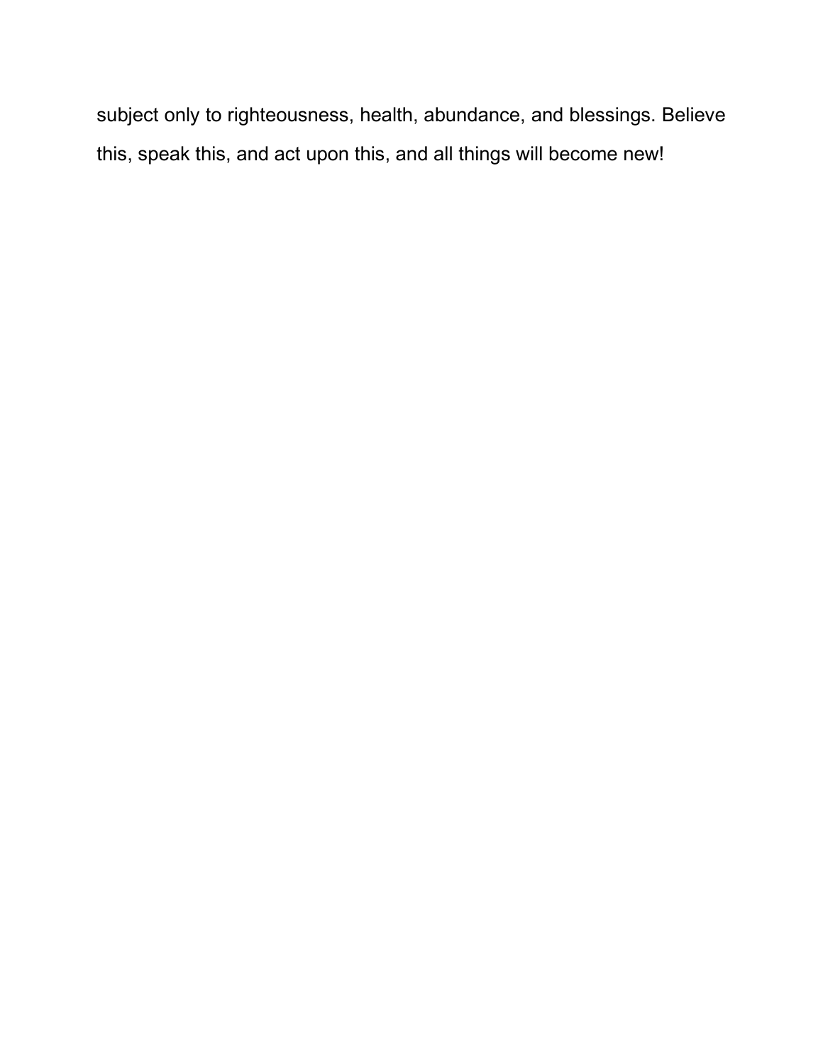subject only to righteousness, health, abundance, and blessings. Believe this, speak this, and act upon this, and all things will become new!